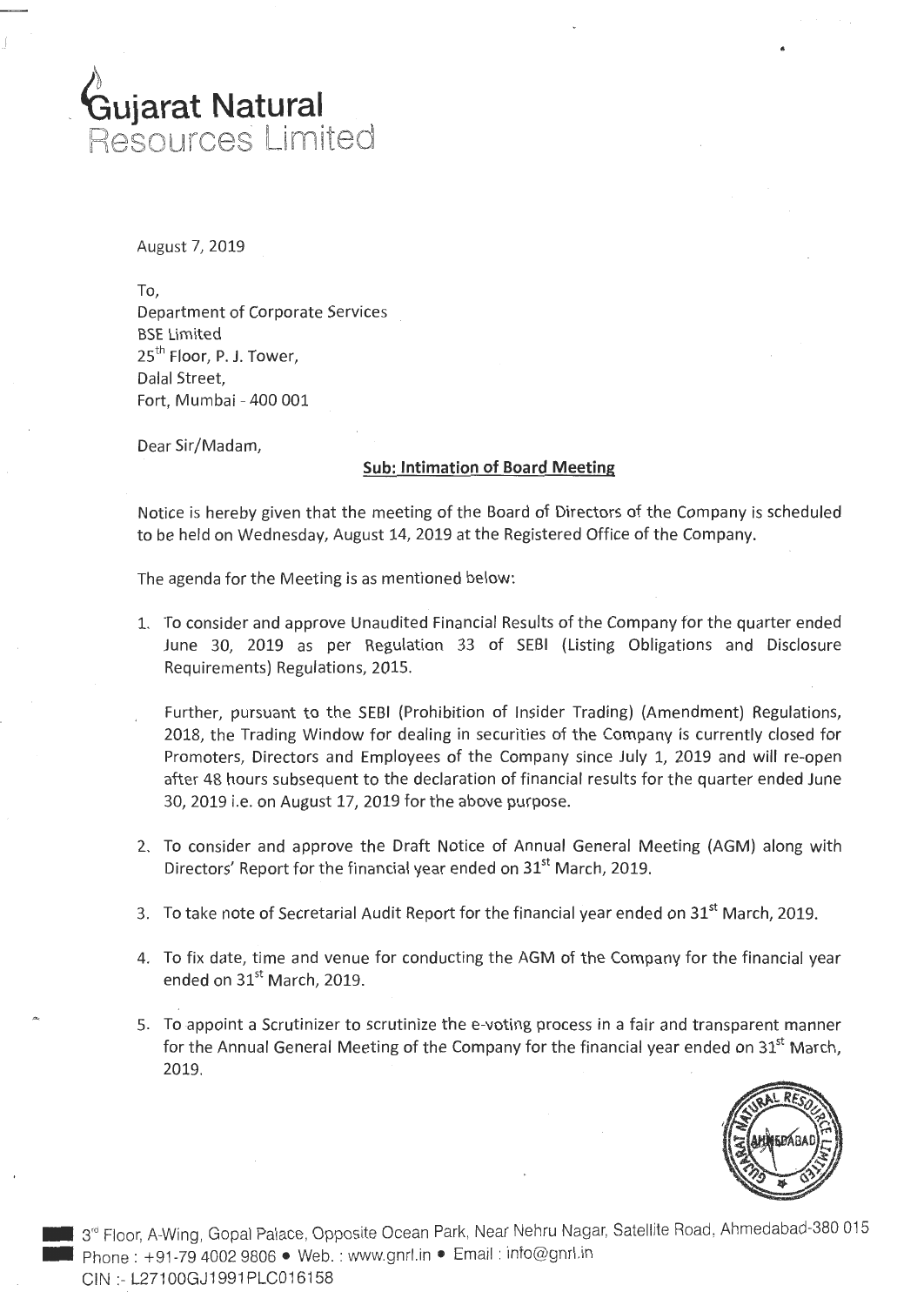# Gujarat Natural Resources Limited

August 7, 2019

To,
Department of Corporate Services
BSE Limited
25th Floor, P. J. Tower,
Dalal Street,
Fort, Mumbai - 400 001

Dear Sir/Madam,

**Sub: Intimation of Board Meeting**

Notice is hereby given that the meeting of the Board of Directors of the Company is scheduled to be held on Wednesday, August 14, 2019 at the Registered Office of the Company.

The agenda for the Meeting is as mentioned below:

1. To consider and approve Unaudited Financial Results of the Company for the quarter ended June 30, 2019 as per Regulation 33 of SEBI (Listing Obligations and Disclosure Requirements) Regulations, 2015.

   Further, pursuant to the SEBI (Prohibition of Insider Trading) (Amendment) Regulations, 2018, the Trading Window for dealing in securities of the Company is currently closed for Promoters, Directors and Employees of the Company since July 1, 2019 and will re-open after 48 hours subsequent to the declaration of financial results for the quarter ended June 30, 2019 i.e. on August 17, 2019 for the above purpose.

2. To consider and approve the Draft Notice of Annual General Meeting (AGM) along with Directors' Report for the financial year ended on 31st March, 2019.

3. To take note of Secretarial Audit Report for the financial year ended on 31st March, 2019.

4. To fix date, time and venue for conducting the AGM of the Company for the financial year ended on 31st March, 2019.

5. To appoint a Scrutinizer to scrutinize the e-voting process in a fair and transparent manner for the Annual General Meeting of the Company for the financial year ended on 31st March, 2019.

3rd Floor, A-Wing, Gopal Palace, Opposite Ocean Park, Near Nehru Nagar, Satellite Road, Ahmedabad-380 015
Phone : +91-79 4002 9806 • Web. : www.gnrl.in • Email : info@gnrl.in
CIN :- L27100GJ1991PLC016158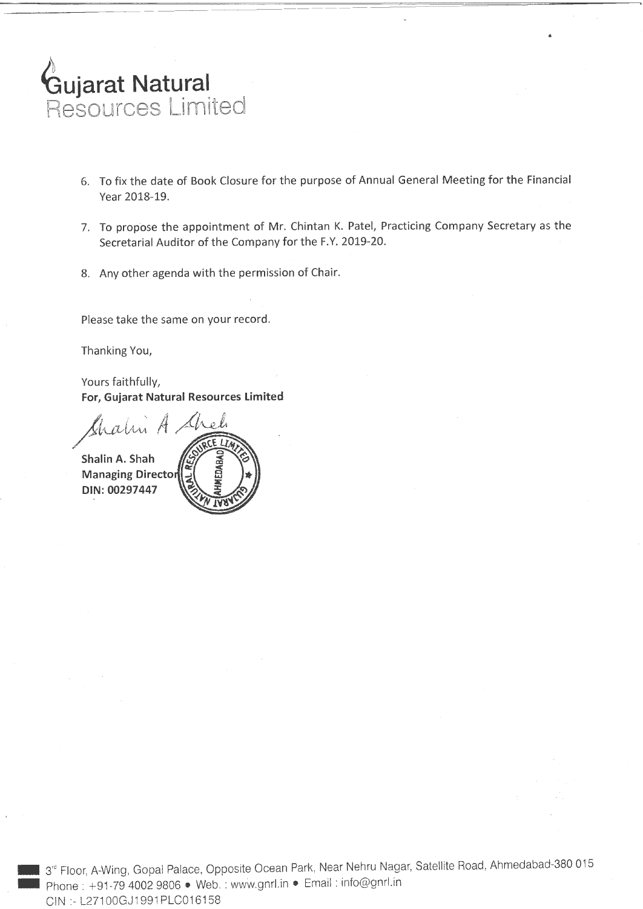# Gujarat Natural Resources Limited

6. To fix the date of Book Closure for the purpose of Annual General Meeting for the Financial Year 2018-19.

7. To propose the appointment of Mr. Chintan K. Patel, Practicing Company Secretary as the Secretarial Auditor of the Company for the F.Y. 2019-20.

8. Any other agenda with the permission of Chair.

Please take the same on your record.

Thanking You,

Yours faithfully,
**For, Gujarat Natural Resources Limited**

**Shalin A. Shah**
**Managing Director**
**DIN: 00297447**

3rd Floor, A-Wing, Gopal Palace, Opposite Ocean Park, Near Nehru Nagar, Satellite Road, Ahmedabad-380 015
Phone : +91-79 4002 9806 • Web. : www.gnrl.in • Email : info@gnrl.in
CIN :- L27100GJ1991PLC016158